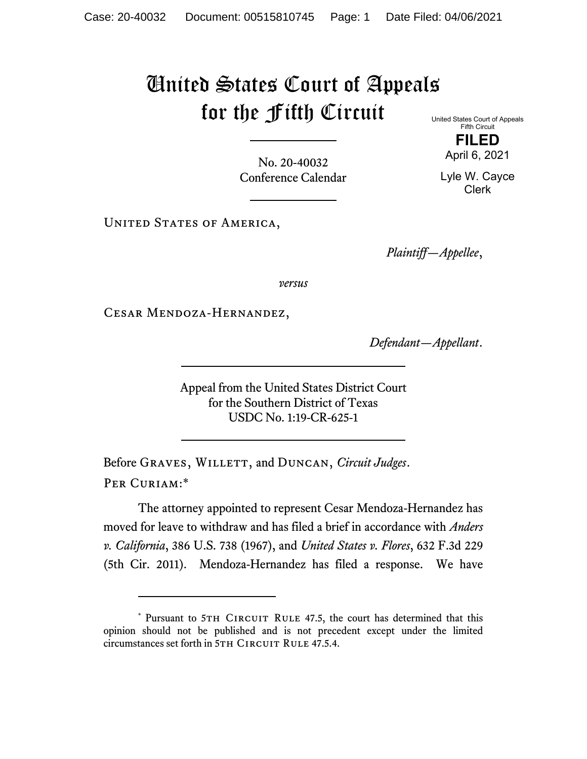# United States Court of Appeals for the Fifth Circuit

United States Court of Appeals
Fifth Circuit

**FILED**

April 6, 2021

Lyle W. Cayce
Clerk

No. 20-40032
Conference Calendar

United States of America,

*Plaintiff—Appellee*,

*versus*

Cesar Mendoza-Hernandez,

*Defendant—Appellant*.

Appeal from the United States District Court
for the Southern District of Texas
USDC No. 1:19-CR-625-1

Before Graves, Willett, and Duncan, *Circuit Judges*.

Per Curiam:*

The attorney appointed to represent Cesar Mendoza-Hernandez has moved for leave to withdraw and has filed a brief in accordance with *Anders v. California*, 386 U.S. 738 (1967), and *United States v. Flores*, 632 F.3d 229 (5th Cir. 2011). Mendoza-Hernandez has filed a response. We have

---

\* Pursuant to 5th Circuit Rule 47.5, the court has determined that this opinion should not be published and is not precedent except under the limited circumstances set forth in 5th Circuit Rule 47.5.4.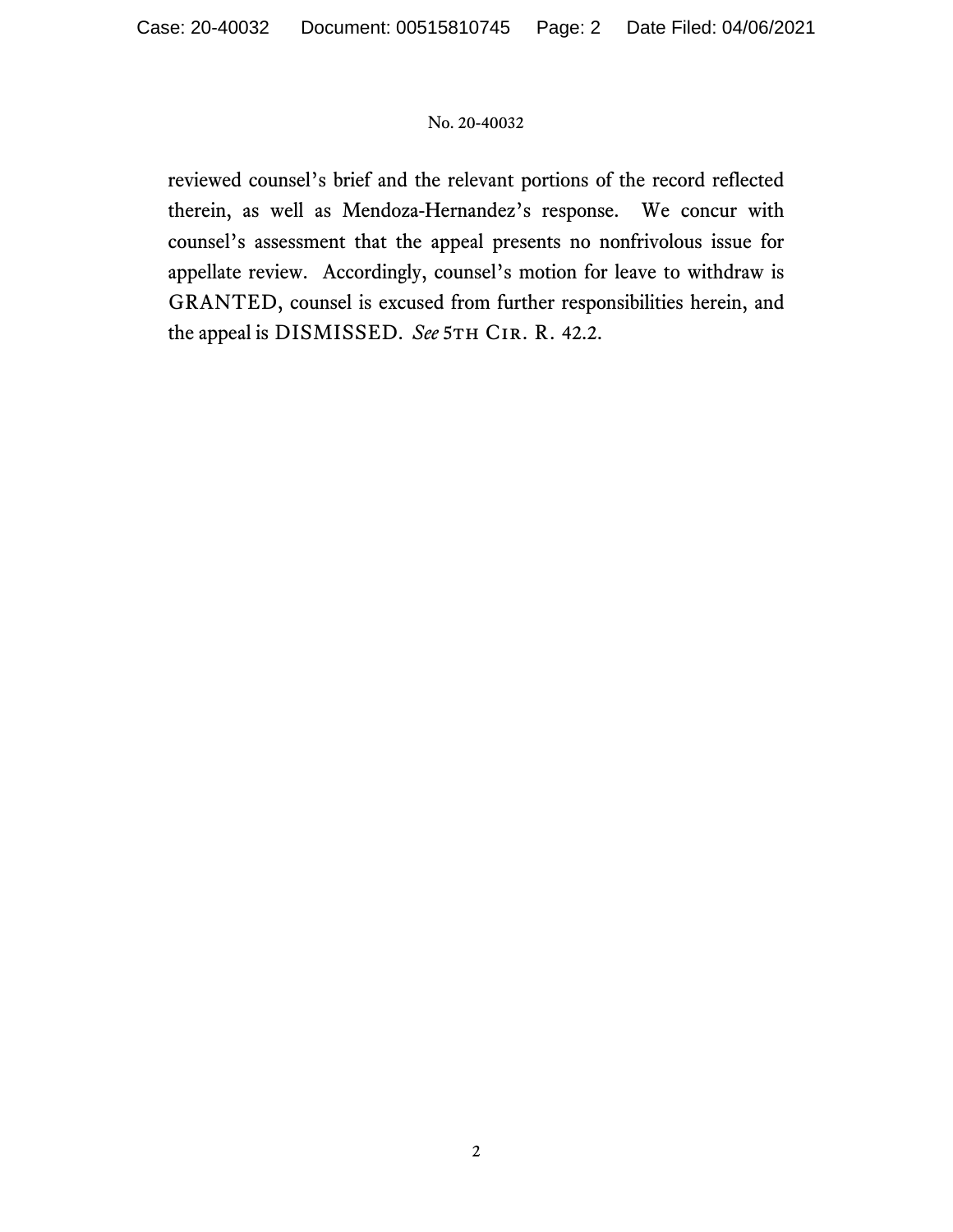reviewed counsel's brief and the relevant portions of the record reflected therein, as well as Mendoza-Hernandez's response. We concur with counsel's assessment that the appeal presents no nonfrivolous issue for appellate review. Accordingly, counsel's motion for leave to withdraw is GRANTED, counsel is excused from further responsibilities herein, and the appeal is DISMISSED. *See* 5th Cir. R. 42.2.